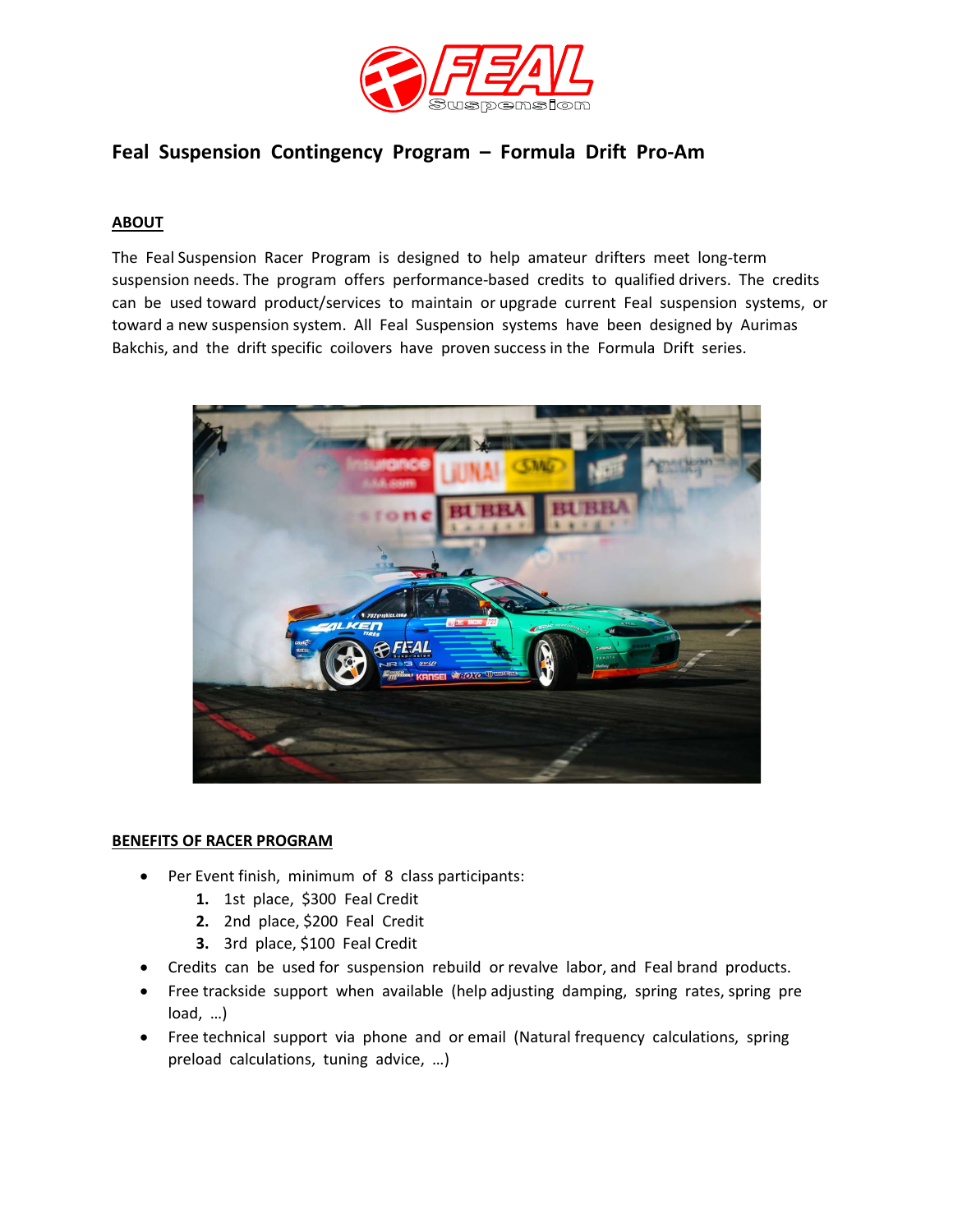# Feal Suspension Contingency Program – Formula Drift Pro-Am

## ABOUT

The Feal Suspension Racer Program is designed to help amateur drifters meet long-term suspension needs. The program offers performance-based credits to qualified drivers. The credits can be used toward product/services to maintain or upgrade current Feal suspension systems, or toward a new suspension system. All Feal Suspension systems have been designed by Aurimas Bakchis, and the drift specific coilovers have proven success in the Formula Drift series.

## BENEFITS OF RACER PROGRAM

- Per Event finish, minimum of 8 class participants:
  1. 1st place, $300 Feal Credit
  2. 2nd place, $200 Feal Credit
  3. 3rd place, $100 Feal Credit
- Credits can be used for suspension rebuild or revalve labor, and Feal brand products.
- Free trackside support when available (help adjusting damping, spring rates, spring pre load, …)
- Free technical support via phone and or email (Natural frequency calculations, spring preload calculations, tuning advice, …)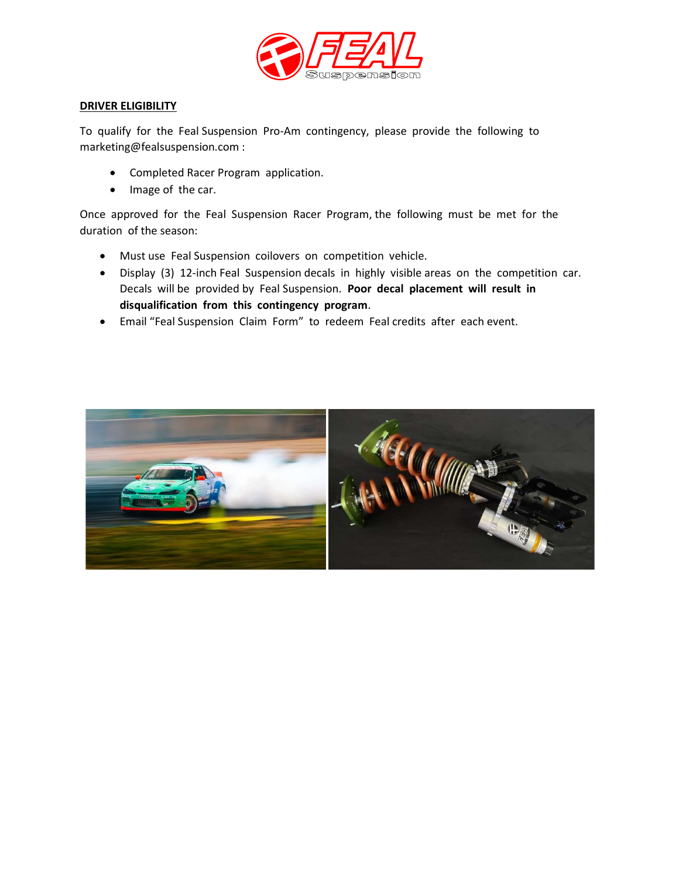## DRIVER ELIGIBILITY

To qualify for the Feal Suspension Pro-Am contingency, please provide the following to marketing@fealsuspension.com :

- Completed Racer Program application.
- Image of the car.

Once approved for the Feal Suspension Racer Program, the following must be met for the duration of the season:

- Must use Feal Suspension coilovers on competition vehicle.
- Display (3) 12-inch Feal Suspension decals in highly visible areas on the competition car. Decals will be provided by Feal Suspension. **Poor decal placement will result in disqualification from this contingency program**.
- Email "Feal Suspension Claim Form" to redeem Feal credits after each event.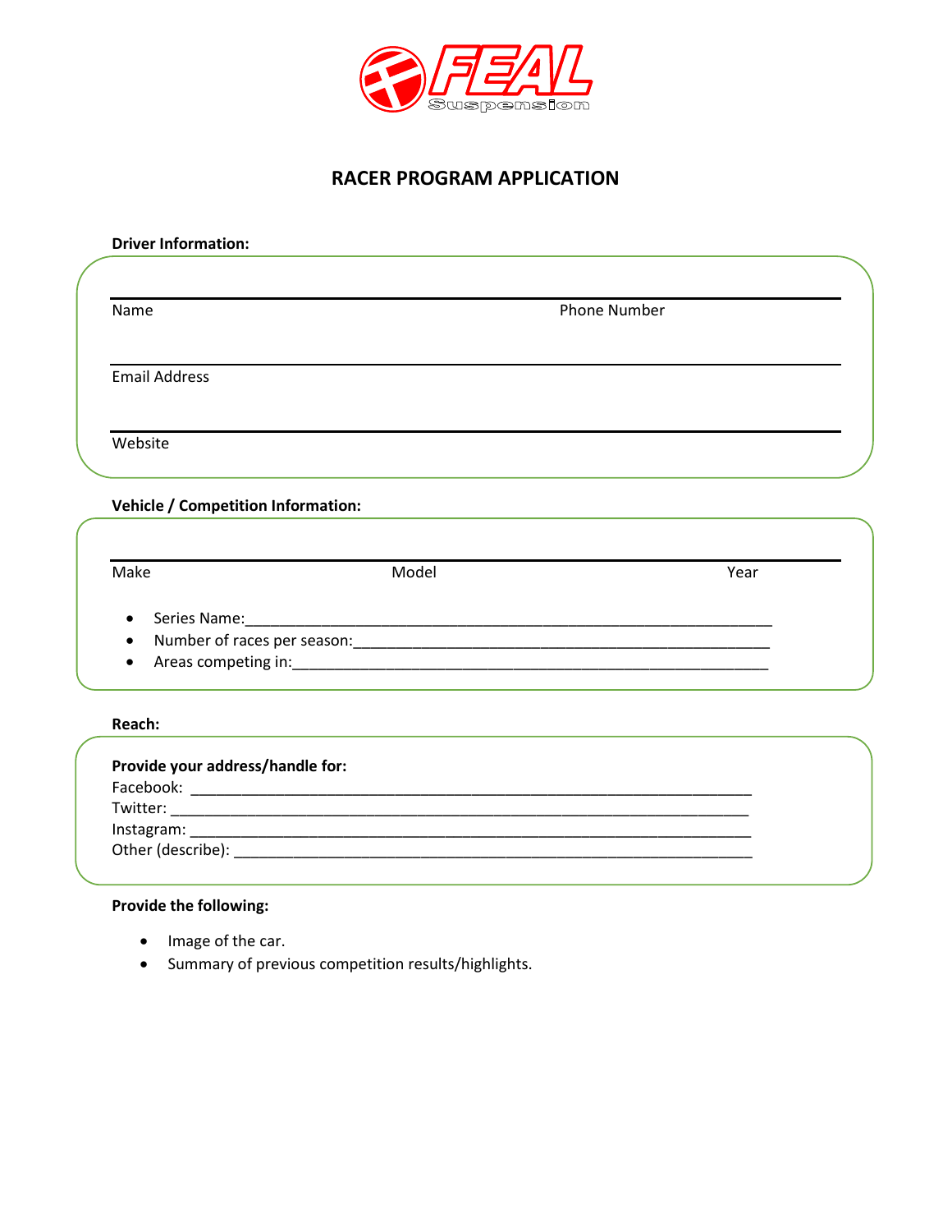FEAL Suspension

# RACER PROGRAM APPLICATION

**Driver Information:**

Name ______________________ Phone Number ______________________

Email Address ______________________

Website ______________________

**Vehicle / Competition Information:**

Make ______________ Model ______________ Year ______________

- Series Name:____________________________________________________________
- Number of races per season:_____________________________________________________
- Areas competing in:_________________________________________________________

**Reach:**

**Provide your address/handle for:**

Facebook: ______________________________________________________________
Twitter: _______________________________________________________________
Instagram: ______________________________________________________________
Other (describe): __________________________________________________________

**Provide the following:**

- Image of the car.
- Summary of previous competition results/highlights.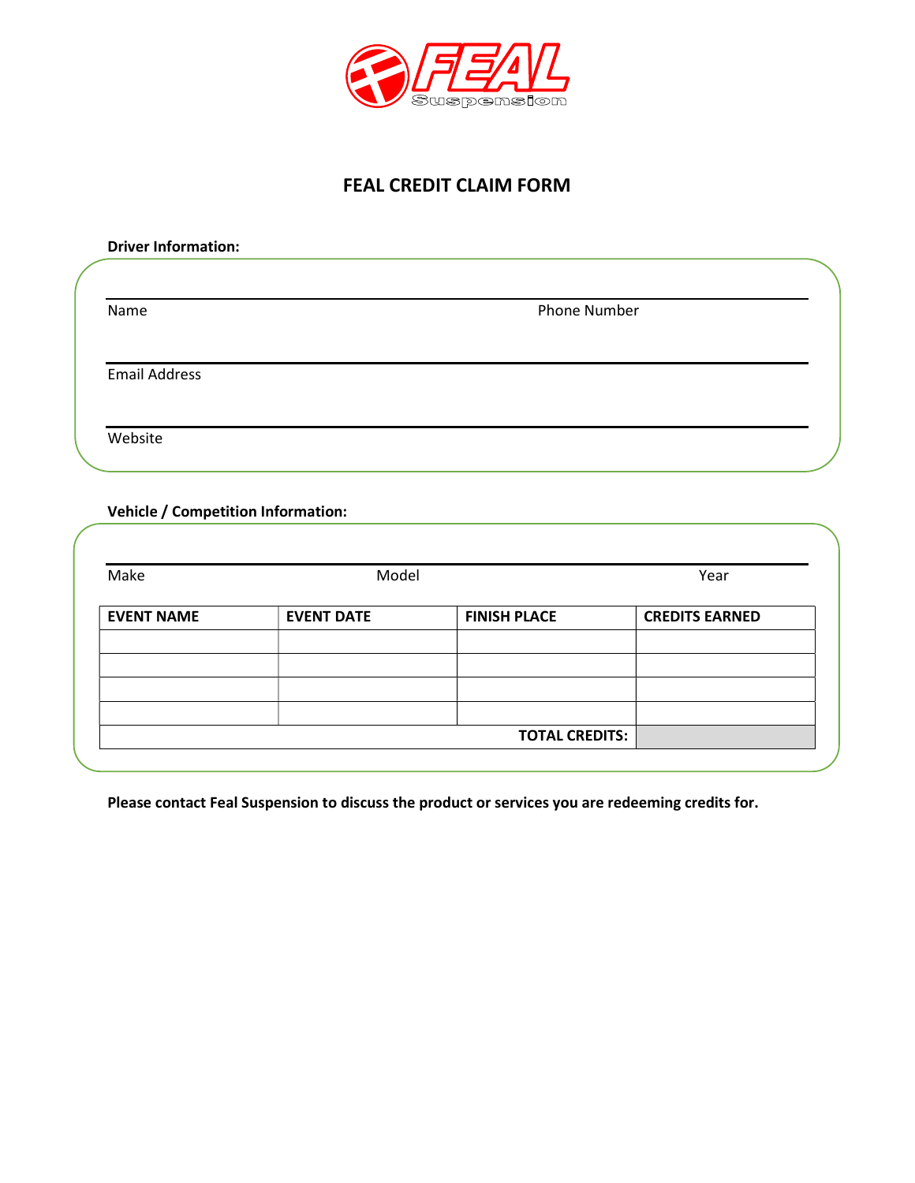# FEAL CREDIT CLAIM FORM

**Driver Information:**

Name Phone Number

Email Address

Website

**Vehicle / Competition Information:**

Make Model Year

| EVENT NAME | EVENT DATE | FINISH PLACE | CREDITS EARNED |
|---|---|---|---|
| | | | |
| | | | |
| | | | |
| | | | |
| | | **TOTAL CREDITS:** | |

**Please contact Feal Suspension to discuss the product or services you are redeeming credits for.**